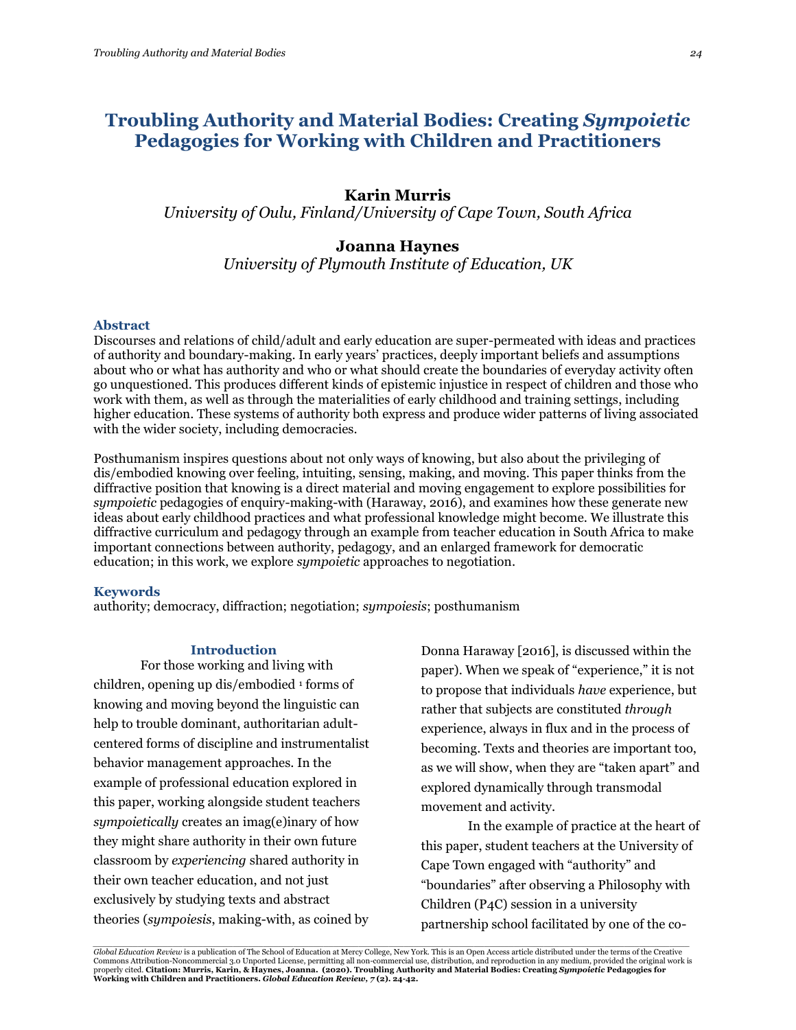# Troubling Authority and Material Bodies: Creating *Sympoietic* Pedagogies for Working with Children and Practitioners

**Karin Murris**
*University of Oulu, Finland/University of Cape Town, South Africa*

**Joanna Haynes**
*University of Plymouth Institute of Education, UK*

## Abstract

Discourses and relations of child/adult and early education are super-permeated with ideas and practices of authority and boundary-making. In early years' practices, deeply important beliefs and assumptions about who or what has authority and who or what should create the boundaries of everyday activity often go unquestioned. This produces different kinds of epistemic injustice in respect of children and those who work with them, as well as through the materialities of early childhood and training settings, including higher education. These systems of authority both express and produce wider patterns of living associated with the wider society, including democracies.

Posthumanism inspires questions about not only ways of knowing, but also about the privileging of dis/embodied knowing over feeling, intuiting, sensing, making, and moving. This paper thinks from the diffractive position that knowing is a direct material and moving engagement to explore possibilities for *sympoietic* pedagogies of enquiry-making-with (Haraway, 2016), and examines how these generate new ideas about early childhood practices and what professional knowledge might become. We illustrate this diffractive curriculum and pedagogy through an example from teacher education in South Africa to make important connections between authority, pedagogy, and an enlarged framework for democratic education; in this work, we explore *sympoietic* approaches to negotiation.

## Keywords

authority; democracy, diffraction; negotiation; *sympoiesis*; posthumanism

## Introduction

For those working and living with children, opening up dis/embodied [1] forms of knowing and moving beyond the linguistic can help to trouble dominant, authoritarian adult-centered forms of discipline and instrumentalist behavior management approaches. In the example of professional education explored in this paper, working alongside student teachers *sympoietically* creates an imag(e)inary of how they might share authority in their own future classroom by *experiencing* shared authority in their own teacher education, and not just exclusively by studying texts and abstract theories (*sympoiesis*, making-with, as coined by Donna Haraway [2016], is discussed within the paper). When we speak of "experience," it is not to propose that individuals *have* experience, but rather that subjects are constituted *through* experience, always in flux and in the process of becoming. Texts and theories are important too, as we will show, when they are "taken apart" and explored dynamically through transmodal movement and activity.

In the example of practice at the heart of this paper, student teachers at the University of Cape Town engaged with "authority" and "boundaries" after observing a Philosophy with Children (P4C) session in a university partnership school facilitated by one of the co-

*Global Education Review* is a publication of The School of Education at Mercy College, New York. This is an Open Access article distributed under the terms of the Creative Commons Attribution-Noncommercial 3.0 Unported License, permitting all non-commercial use, distribution, and reproduction in any medium, provided the original work is properly cited. **Citation: Murris, Karin, & Haynes, Joanna. (2020). Troubling Authority and Material Bodies: Creating *Sympoietic* Pedagogies for Working with Children and Practitioners. *Global Education Review*, 7 (2). 24-42.**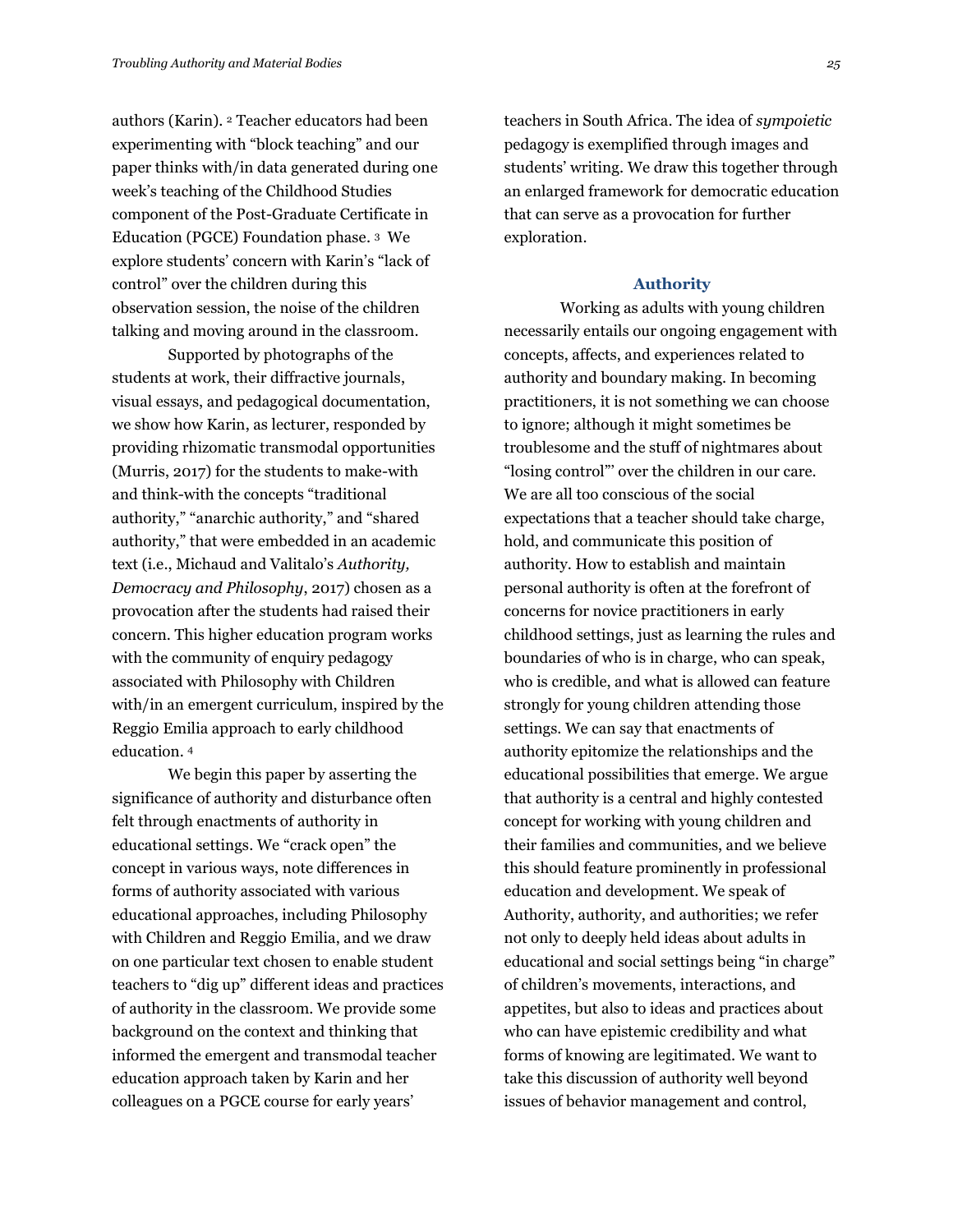authors (Karin). [2] Teacher educators had been experimenting with "block teaching" and our paper thinks with/in data generated during one week's teaching of the Childhood Studies component of the Post-Graduate Certificate in Education (PGCE) Foundation phase. [3] We explore students' concern with Karin's "lack of control" over the children during this observation session, the noise of the children talking and moving around in the classroom.

Supported by photographs of the students at work, their diffractive journals, visual essays, and pedagogical documentation, we show how Karin, as lecturer, responded by providing rhizomatic transmodal opportunities (Murris, 2017) for the students to make-with and think-with the concepts "traditional authority," "anarchic authority," and "shared authority," that were embedded in an academic text (i.e., Michaud and Valitalo's *Authority, Democracy and Philosophy*, 2017) chosen as a provocation after the students had raised their concern. This higher education program works with the community of enquiry pedagogy associated with Philosophy with Children with/in an emergent curriculum, inspired by the Reggio Emilia approach to early childhood education. [4]

We begin this paper by asserting the significance of authority and disturbance often felt through enactments of authority in educational settings. We "crack open" the concept in various ways, note differences in forms of authority associated with various educational approaches, including Philosophy with Children and Reggio Emilia, and we draw on one particular text chosen to enable student teachers to "dig up" different ideas and practices of authority in the classroom. We provide some background on the context and thinking that informed the emergent and transmodal teacher education approach taken by Karin and her colleagues on a PGCE course for early years' teachers in South Africa. The idea of *sympoietic* pedagogy is exemplified through images and students' writing. We draw this together through an enlarged framework for democratic education that can serve as a provocation for further exploration.

## Authority

Working as adults with young children necessarily entails our ongoing engagement with concepts, affects, and experiences related to authority and boundary making. In becoming practitioners, it is not something we can choose to ignore; although it might sometimes be troublesome and the stuff of nightmares about "losing control"' over the children in our care. We are all too conscious of the social expectations that a teacher should take charge, hold, and communicate this position of authority. How to establish and maintain personal authority is often at the forefront of concerns for novice practitioners in early childhood settings, just as learning the rules and boundaries of who is in charge, who can speak, who is credible, and what is allowed can feature strongly for young children attending those settings. We can say that enactments of authority epitomize the relationships and the educational possibilities that emerge. We argue that authority is a central and highly contested concept for working with young children and their families and communities, and we believe this should feature prominently in professional education and development. We speak of Authority, authority, and authorities; we refer not only to deeply held ideas about adults in educational and social settings being "in charge" of children's movements, interactions, and appetites, but also to ideas and practices about who can have epistemic credibility and what forms of knowing are legitimated. We want to take this discussion of authority well beyond issues of behavior management and control,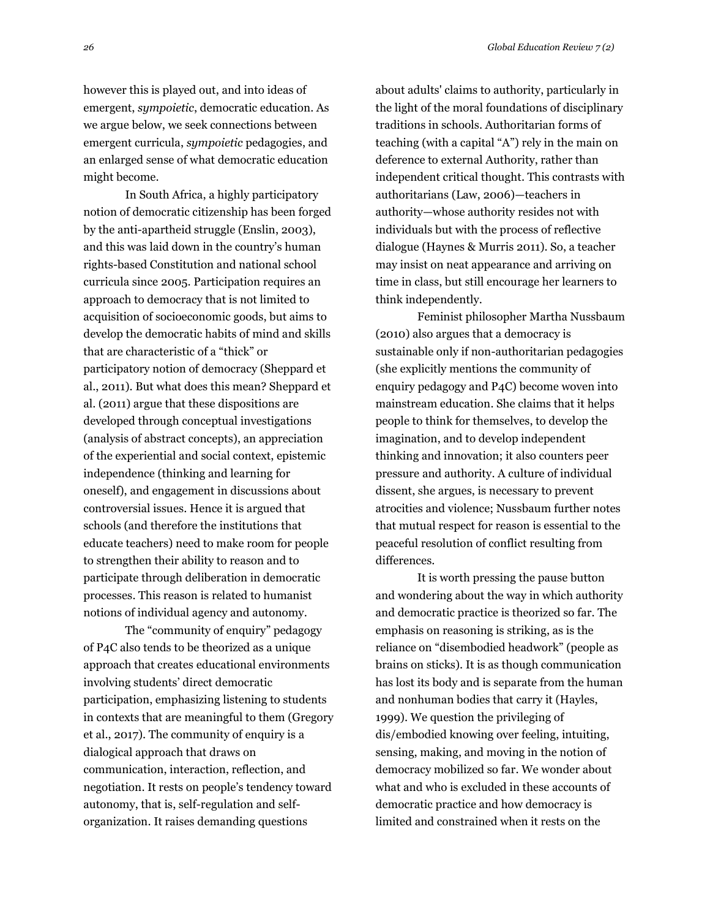however this is played out, and into ideas of emergent, *sympoietic*, democratic education. As we argue below, we seek connections between emergent curricula, *sympoietic* pedagogies, and an enlarged sense of what democratic education might become.

In South Africa, a highly participatory notion of democratic citizenship has been forged by the anti-apartheid struggle (Enslin, 2003), and this was laid down in the country's human rights-based Constitution and national school curricula since 2005. Participation requires an approach to democracy that is not limited to acquisition of socioeconomic goods, but aims to develop the democratic habits of mind and skills that are characteristic of a "thick" or participatory notion of democracy (Sheppard et al., 2011). But what does this mean? Sheppard et al. (2011) argue that these dispositions are developed through conceptual investigations (analysis of abstract concepts), an appreciation of the experiential and social context, epistemic independence (thinking and learning for oneself), and engagement in discussions about controversial issues. Hence it is argued that schools (and therefore the institutions that educate teachers) need to make room for people to strengthen their ability to reason and to participate through deliberation in democratic processes. This reason is related to humanist notions of individual agency and autonomy.

The "community of enquiry" pedagogy of P4C also tends to be theorized as a unique approach that creates educational environments involving students' direct democratic participation, emphasizing listening to students in contexts that are meaningful to them (Gregory et al., 2017). The community of enquiry is a dialogical approach that draws on communication, interaction, reflection, and negotiation. It rests on people's tendency toward autonomy, that is, self-regulation and self-organization. It raises demanding questions about adults' claims to authority, particularly in the light of the moral foundations of disciplinary traditions in schools. Authoritarian forms of teaching (with a capital "A") rely in the main on deference to external Authority, rather than independent critical thought. This contrasts with authoritarians (Law, 2006)—teachers in authority—whose authority resides not with individuals but with the process of reflective dialogue (Haynes & Murris 2011). So, a teacher may insist on neat appearance and arriving on time in class, but still encourage her learners to think independently.

Feminist philosopher Martha Nussbaum (2010) also argues that a democracy is sustainable only if non-authoritarian pedagogies (she explicitly mentions the community of enquiry pedagogy and P4C) become woven into mainstream education. She claims that it helps people to think for themselves, to develop the imagination, and to develop independent thinking and innovation; it also counters peer pressure and authority. A culture of individual dissent, she argues, is necessary to prevent atrocities and violence; Nussbaum further notes that mutual respect for reason is essential to the peaceful resolution of conflict resulting from differences.

It is worth pressing the pause button and wondering about the way in which authority and democratic practice is theorized so far. The emphasis on reasoning is striking, as is the reliance on "disembodied headwork" (people as brains on sticks). It is as though communication has lost its body and is separate from the human and nonhuman bodies that carry it (Hayles, 1999). We question the privileging of dis/embodied knowing over feeling, intuiting, sensing, making, and moving in the notion of democracy mobilized so far. We wonder about what and who is excluded in these accounts of democratic practice and how democracy is limited and constrained when it rests on the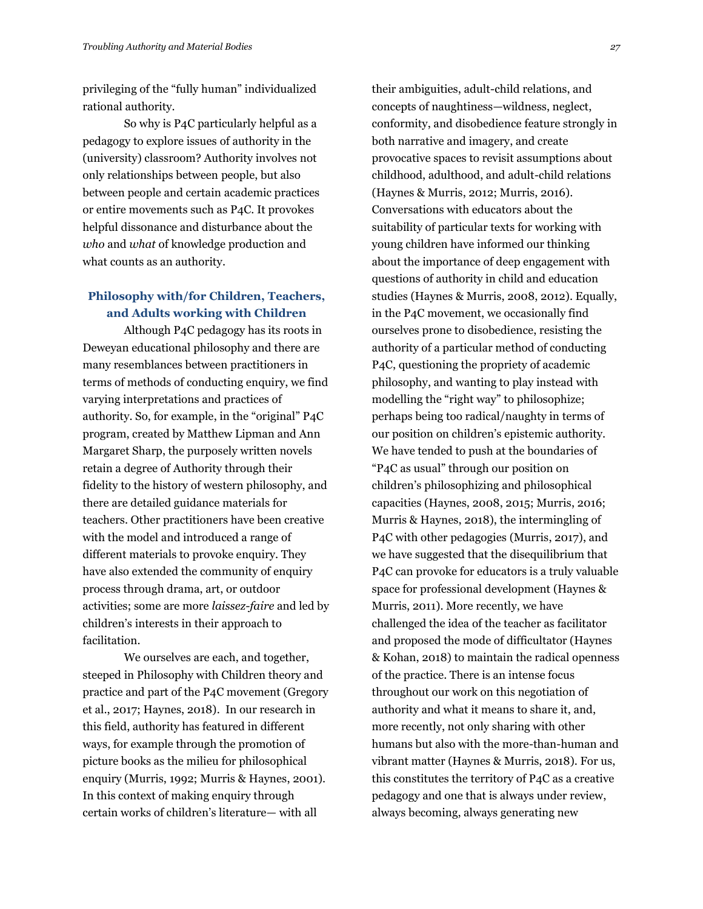privileging of the "fully human" individualized rational authority.

So why is P4C particularly helpful as a pedagogy to explore issues of authority in the (university) classroom? Authority involves not only relationships between people, but also between people and certain academic practices or entire movements such as P4C. It provokes helpful dissonance and disturbance about the *who* and *what* of knowledge production and what counts as an authority.

## Philosophy with/for Children, Teachers, and Adults working with Children

Although P4C pedagogy has its roots in Deweyan educational philosophy and there are many resemblances between practitioners in terms of methods of conducting enquiry, we find varying interpretations and practices of authority. So, for example, in the "original" P4C program, created by Matthew Lipman and Ann Margaret Sharp, the purposely written novels retain a degree of Authority through their fidelity to the history of western philosophy, and there are detailed guidance materials for teachers. Other practitioners have been creative with the model and introduced a range of different materials to provoke enquiry. They have also extended the community of enquiry process through drama, art, or outdoor activities; some are more *laissez-faire* and led by children's interests in their approach to facilitation.

We ourselves are each, and together, steeped in Philosophy with Children theory and practice and part of the P4C movement (Gregory et al., 2017; Haynes, 2018). In our research in this field, authority has featured in different ways, for example through the promotion of picture books as the milieu for philosophical enquiry (Murris, 1992; Murris & Haynes, 2001). In this context of making enquiry through certain works of children's literature— with all their ambiguities, adult-child relations, and concepts of naughtiness—wildness, neglect, conformity, and disobedience feature strongly in both narrative and imagery, and create provocative spaces to revisit assumptions about childhood, adulthood, and adult-child relations (Haynes & Murris, 2012; Murris, 2016). Conversations with educators about the suitability of particular texts for working with young children have informed our thinking about the importance of deep engagement with questions of authority in child and education studies (Haynes & Murris, 2008, 2012). Equally, in the P4C movement, we occasionally find ourselves prone to disobedience, resisting the authority of a particular method of conducting P4C, questioning the propriety of academic philosophy, and wanting to play instead with modelling the "right way" to philosophize; perhaps being too radical/naughty in terms of our position on children's epistemic authority. We have tended to push at the boundaries of "P4C as usual" through our position on children's philosophizing and philosophical capacities (Haynes, 2008, 2015; Murris, 2016; Murris & Haynes, 2018), the intermingling of P4C with other pedagogies (Murris, 2017), and we have suggested that the disequilibrium that P4C can provoke for educators is a truly valuable space for professional development (Haynes & Murris, 2011). More recently, we have challenged the idea of the teacher as facilitator and proposed the mode of difficultator (Haynes & Kohan, 2018) to maintain the radical openness of the practice. There is an intense focus throughout our work on this negotiation of authority and what it means to share it, and, more recently, not only sharing with other humans but also with the more-than-human and vibrant matter (Haynes & Murris, 2018). For us, this constitutes the territory of P4C as a creative pedagogy and one that is always under review, always becoming, always generating new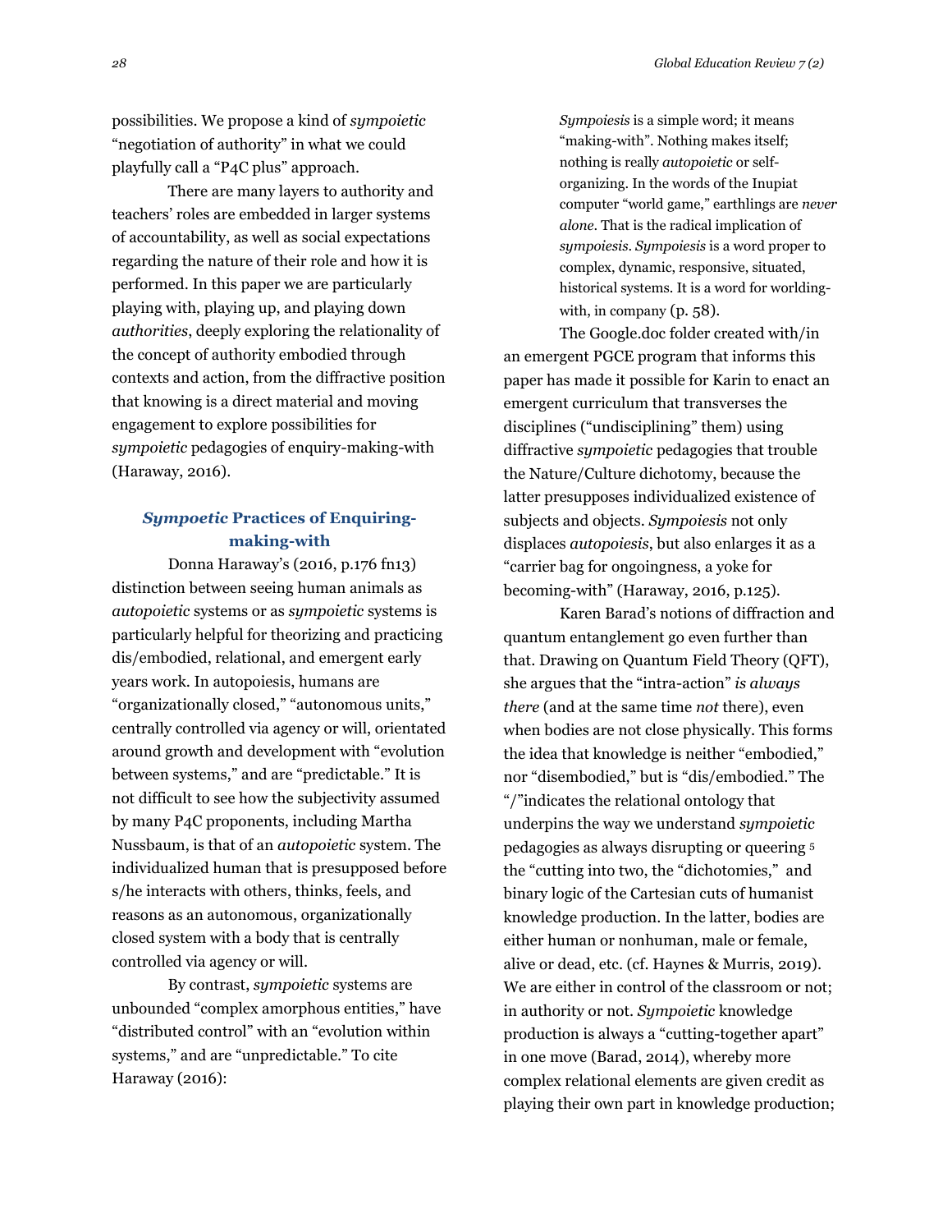possibilities. We propose a kind of *sympoietic* "negotiation of authority" in what we could playfully call a "P4C plus" approach.

There are many layers to authority and teachers' roles are embedded in larger systems of accountability, as well as social expectations regarding the nature of their role and how it is performed. In this paper we are particularly playing with, playing up, and playing down *authorities*, deeply exploring the relationality of the concept of authority embodied through contexts and action, from the diffractive position that knowing is a direct material and moving engagement to explore possibilities for *sympoietic* pedagogies of enquiry-making-with (Haraway, 2016).

## *Sympoetic* Practices of Enquiring-making-with

Donna Haraway's (2016, p.176 fn13) distinction between seeing human animals as *autopoietic* systems or as *sympoietic* systems is particularly helpful for theorizing and practicing dis/embodied, relational, and emergent early years work. In autopoiesis, humans are "organizationally closed," "autonomous units," centrally controlled via agency or will, orientated around growth and development with "evolution between systems," and are "predictable." It is not difficult to see how the subjectivity assumed by many P4C proponents, including Martha Nussbaum, is that of an *autopoietic* system. The individualized human that is presupposed before s/he interacts with others, thinks, feels, and reasons as an autonomous, organizationally closed system with a body that is centrally controlled via agency or will.

By contrast, *sympoietic* systems are unbounded "complex amorphous entities," have "distributed control" with an "evolution within systems," and are "unpredictable." To cite Haraway (2016):

> *Sympoiesis* is a simple word; it means "making-with". Nothing makes itself; nothing is really *autopoietic* or self-organizing. In the words of the Inupiat computer "world game," earthlings are *never alone*. That is the radical implication of *sympoiesis*. *Sympoiesis* is a word proper to complex, dynamic, responsive, situated, historical systems. It is a word for worlding-with, in company (p. 58).

The Google.doc folder created with/in an emergent PGCE program that informs this paper has made it possible for Karin to enact an emergent curriculum that transverses the disciplines ("undisciplining" them) using diffractive *sympoietic* pedagogies that trouble the Nature/Culture dichotomy, because the latter presupposes individualized existence of subjects and objects. *Sympoiesis* not only displaces *autopoiesis*, but also enlarges it as a "carrier bag for ongoingness, a yoke for becoming-with" (Haraway, 2016, p.125).

Karen Barad's notions of diffraction and quantum entanglement go even further than that. Drawing on Quantum Field Theory (QFT), she argues that the "intra-action" *is always there* (and at the same time *not* there), even when bodies are not close physically. This forms the idea that knowledge is neither "embodied," nor "disembodied," but is "dis/embodied." The "/"indicates the relational ontology that underpins the way we understand *sympoietic* pedagogies as always disrupting or queering [5] the "cutting into two, the "dichotomies," and binary logic of the Cartesian cuts of humanist knowledge production. In the latter, bodies are either human or nonhuman, male or female, alive or dead, etc. (cf. Haynes & Murris, 2019). We are either in control of the classroom or not; in authority or not. *Sympoetic* knowledge production is always a "cutting-together apart" in one move (Barad, 2014), whereby more complex relational elements are given credit as playing their own part in knowledge production;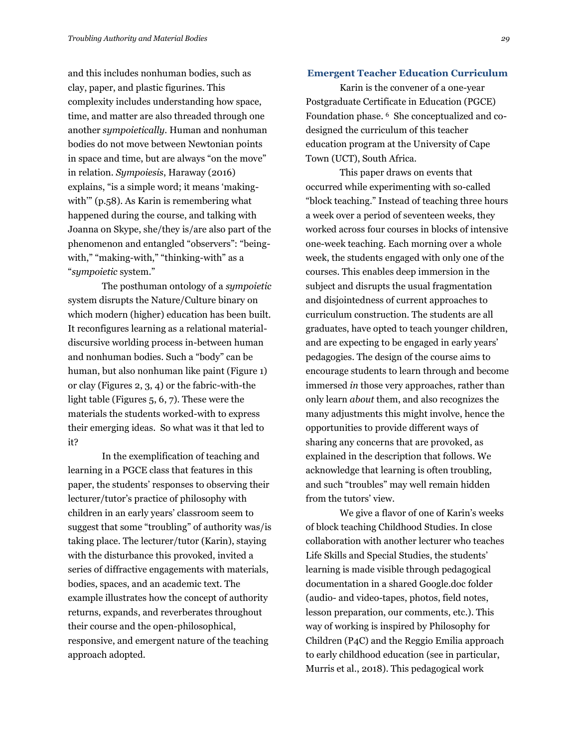and this includes nonhuman bodies, such as clay, paper, and plastic figurines. This complexity includes understanding how space, time, and matter are also threaded through one another *sympoietically*. Human and nonhuman bodies do not move between Newtonian points in space and time, but are always "on the move" in relation. *Sympoiesis*, Haraway (2016) explains, "is a simple word; it means 'making-with'" (p.58). As Karin is remembering what happened during the course, and talking with Joanna on Skype, she/they is/are also part of the phenomenon and entangled "observers": "being-with," "making-with," "thinking-with" as a "*sympoietic* system."

The posthuman ontology of a *sympoietic* system disrupts the Nature/Culture binary on which modern (higher) education has been built. It reconfigures learning as a relational material-discursive worlding process in-between human and nonhuman bodies. Such a "body" can be human, but also nonhuman like paint (Figure 1) or clay (Figures 2, 3, 4) or the fabric-with-the light table (Figures 5, 6, 7). These were the materials the students worked-with to express their emerging ideas. So what was it that led to it?

In the exemplification of teaching and learning in a PGCE class that features in this paper, the students' responses to observing their lecturer/tutor's practice of philosophy with children in an early years' classroom seem to suggest that some "troubling" of authority was/is taking place. The lecturer/tutor (Karin), staying with the disturbance this provoked, invited a series of diffractive engagements with materials, bodies, spaces, and an academic text. The example illustrates how the concept of authority returns, expands, and reverberates throughout their course and the open-philosophical, responsive, and emergent nature of the teaching approach adopted.

## Emergent Teacher Education Curriculum

Karin is the convener of a one-year Postgraduate Certificate in Education (PGCE) Foundation phase. [6] She conceptualized and co-designed the curriculum of this teacher education program at the University of Cape Town (UCT), South Africa.

This paper draws on events that occurred while experimenting with so-called "block teaching." Instead of teaching three hours a week over a period of seventeen weeks, they worked across four courses in blocks of intensive one-week teaching. Each morning over a whole week, the students engaged with only one of the courses. This enables deep immersion in the subject and disrupts the usual fragmentation and disjointedness of current approaches to curriculum construction. The students are all graduates, have opted to teach younger children, and are expecting to be engaged in early years' pedagogies. The design of the course aims to encourage students to learn through and become immersed *in* those very approaches, rather than only learn *about* them, and also recognizes the many adjustments this might involve, hence the opportunities to provide different ways of sharing any concerns that are provoked, as explained in the description that follows. We acknowledge that learning is often troubling, and such "troubles" may well remain hidden from the tutors' view.

We give a flavor of one of Karin's weeks of block teaching Childhood Studies. In close collaboration with another lecturer who teaches Life Skills and Special Studies, the students' learning is made visible through pedagogical documentation in a shared Google.doc folder (audio- and video-tapes, photos, field notes, lesson preparation, our comments, etc.). This way of working is inspired by Philosophy for Children (P4C) and the Reggio Emilia approach to early childhood education (see in particular, Murris et al., 2018). This pedagogical work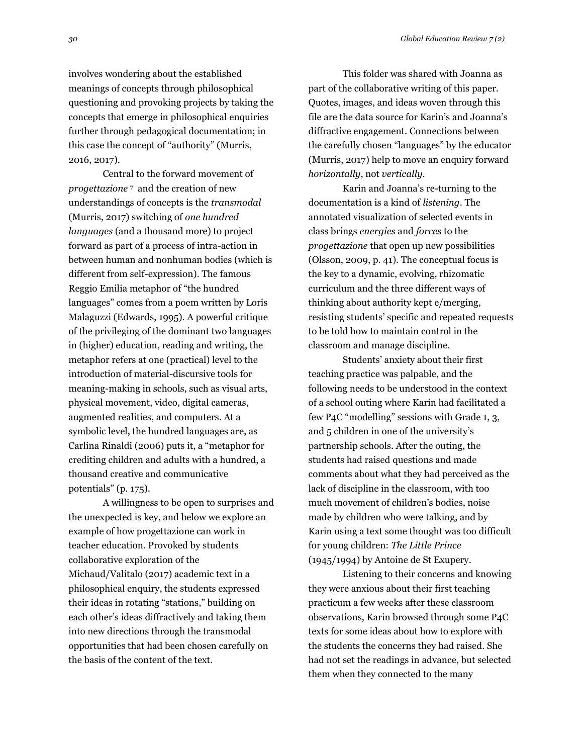involves wondering about the established meanings of concepts through philosophical questioning and provoking projects by taking the concepts that emerge in philosophical enquiries further through pedagogical documentation; in this case the concept of "authority" (Murris, 2016, 2017).

Central to the forward movement of *progettazione* [7] and the creation of new understandings of concepts is the *transmodal* (Murris, 2017) switching of *one hundred languages* (and a thousand more) to project forward as part of a process of intra-action in between human and nonhuman bodies (which is different from self-expression). The famous Reggio Emilia metaphor of "the hundred languages" comes from a poem written by Loris Malaguzzi (Edwards, 1995). A powerful critique of the privileging of the dominant two languages in (higher) education, reading and writing, the metaphor refers at one (practical) level to the introduction of material-discursive tools for meaning-making in schools, such as visual arts, physical movement, video, digital cameras, augmented realities, and computers. At a symbolic level, the hundred languages are, as Carlina Rinaldi (2006) puts it, a "metaphor for crediting children and adults with a hundred, a thousand creative and communicative potentials" (p. 175).

A willingness to be open to surprises and the unexpected is key, and below we explore an example of how progettazione can work in teacher education. Provoked by students collaborative exploration of the Michaud/Valitalo (2017) academic text in a philosophical enquiry, the students expressed their ideas in rotating "stations," building on each other's ideas diffractively and taking them into new directions through the transmodal opportunities that had been chosen carefully on the basis of the content of the text.

This folder was shared with Joanna as part of the collaborative writing of this paper. Quotes, images, and ideas woven through this file are the data source for Karin's and Joanna's diffractive engagement. Connections between the carefully chosen "languages" by the educator (Murris, 2017) help to move an enquiry forward *horizontally*, not *vertically*.

Karin and Joanna's re-turning to the documentation is a kind of *listening*. The annotated visualization of selected events in class brings *energies* and *forces* to the *progettazione* that open up new possibilities (Olsson, 2009, p. 41). The conceptual focus is the key to a dynamic, evolving, rhizomatic curriculum and the three different ways of thinking about authority kept e/merging, resisting students' specific and repeated requests to be told how to maintain control in the classroom and manage discipline.

Students' anxiety about their first teaching practice was palpable, and the following needs to be understood in the context of a school outing where Karin had facilitated a few P4C "modelling" sessions with Grade 1, 3, and 5 children in one of the university's partnership schools. After the outing, the students had raised questions and made comments about what they had perceived as the lack of discipline in the classroom, with too much movement of children's bodies, noise made by children who were talking, and by Karin using a text some thought was too difficult for young children: *The Little Prince* (1945/1994) by Antoine de St Exupery.

Listening to their concerns and knowing they were anxious about their first teaching practicum a few weeks after these classroom observations, Karin browsed through some P4C texts for some ideas about how to explore with the students the concerns they had raised. She had not set the readings in advance, but selected them when they connected to the many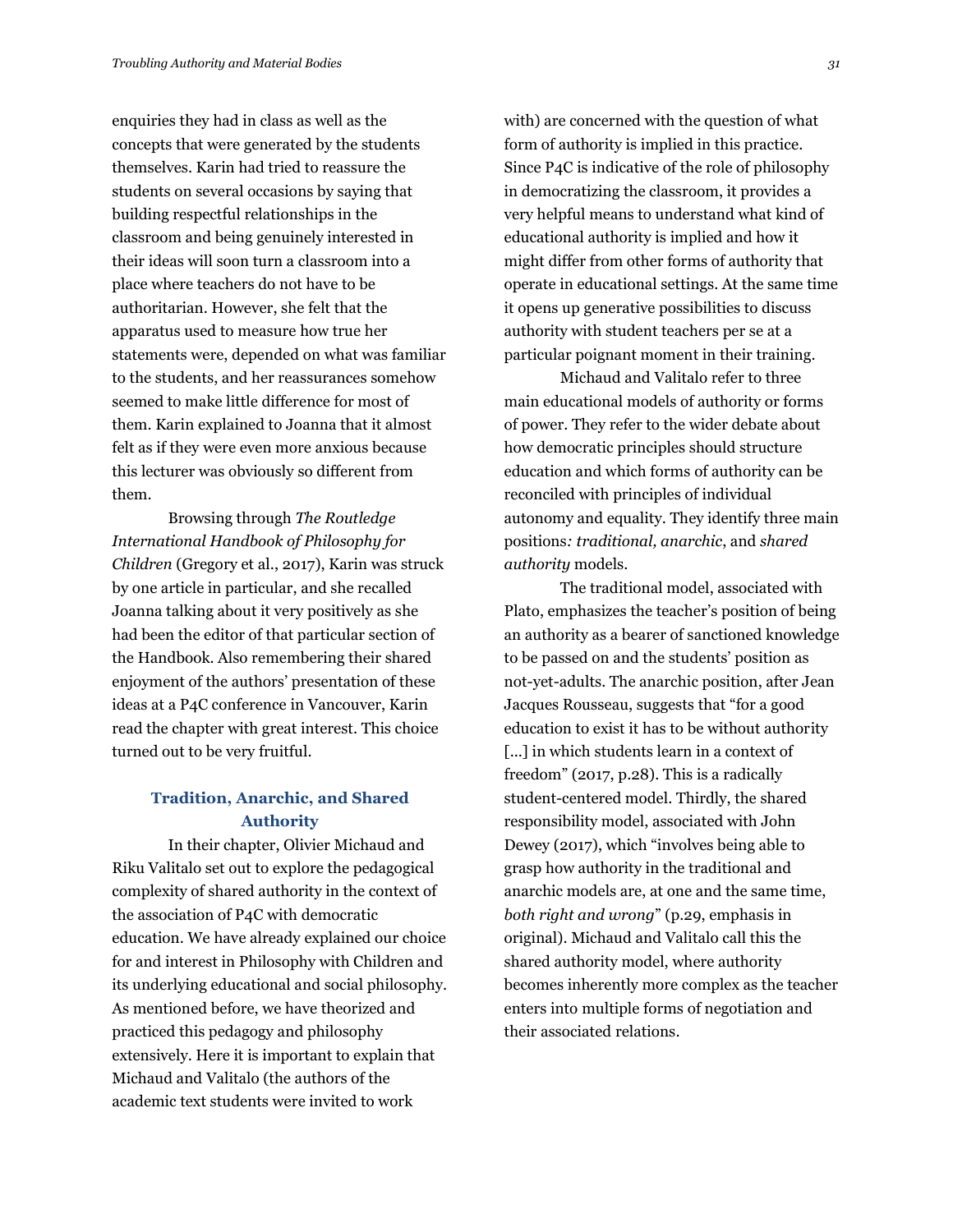enquiries they had in class as well as the concepts that were generated by the students themselves. Karin had tried to reassure the students on several occasions by saying that building respectful relationships in the classroom and being genuinely interested in their ideas will soon turn a classroom into a place where teachers do not have to be authoritarian. However, she felt that the apparatus used to measure how true her statements were, depended on what was familiar to the students, and her reassurances somehow seemed to make little difference for most of them. Karin explained to Joanna that it almost felt as if they were even more anxious because this lecturer was obviously so different from them.

Browsing through *The Routledge International Handbook of Philosophy for Children* (Gregory et al., 2017), Karin was struck by one article in particular, and she recalled Joanna talking about it very positively as she had been the editor of that particular section of the Handbook. Also remembering their shared enjoyment of the authors' presentation of these ideas at a P4C conference in Vancouver, Karin read the chapter with great interest. This choice turned out to be very fruitful.

## Tradition, Anarchic, and Shared Authority

In their chapter, Olivier Michaud and Riku Valitalo set out to explore the pedagogical complexity of shared authority in the context of the association of P4C with democratic education. We have already explained our choice for and interest in Philosophy with Children and its underlying educational and social philosophy. As mentioned before, we have theorized and practiced this pedagogy and philosophy extensively. Here it is important to explain that Michaud and Valitalo (the authors of the academic text students were invited to work with) are concerned with the question of what form of authority is implied in this practice. Since P4C is indicative of the role of philosophy in democratizing the classroom, it provides a very helpful means to understand what kind of educational authority is implied and how it might differ from other forms of authority that operate in educational settings. At the same time it opens up generative possibilities to discuss authority with student teachers per se at a particular poignant moment in their training.

Michaud and Valitalo refer to three main educational models of authority or forms of power. They refer to the wider debate about how democratic principles should structure education and which forms of authority can be reconciled with principles of individual autonomy and equality. They identify three main positions*: traditional, anarchic*, and *shared authority* models.

The traditional model, associated with Plato, emphasizes the teacher's position of being an authority as a bearer of sanctioned knowledge to be passed on and the students' position as not-yet-adults. The anarchic position, after Jean Jacques Rousseau, suggests that "for a good education to exist it has to be without authority [...] in which students learn in a context of freedom" (2017, p.28). This is a radically student-centered model. Thirdly, the shared responsibility model, associated with John Dewey (2017), which "involves being able to grasp how authority in the traditional and anarchic models are, at one and the same time, *both right and wrong*" (p.29, emphasis in original). Michaud and Valitalo call this the shared authority model, where authority becomes inherently more complex as the teacher enters into multiple forms of negotiation and their associated relations.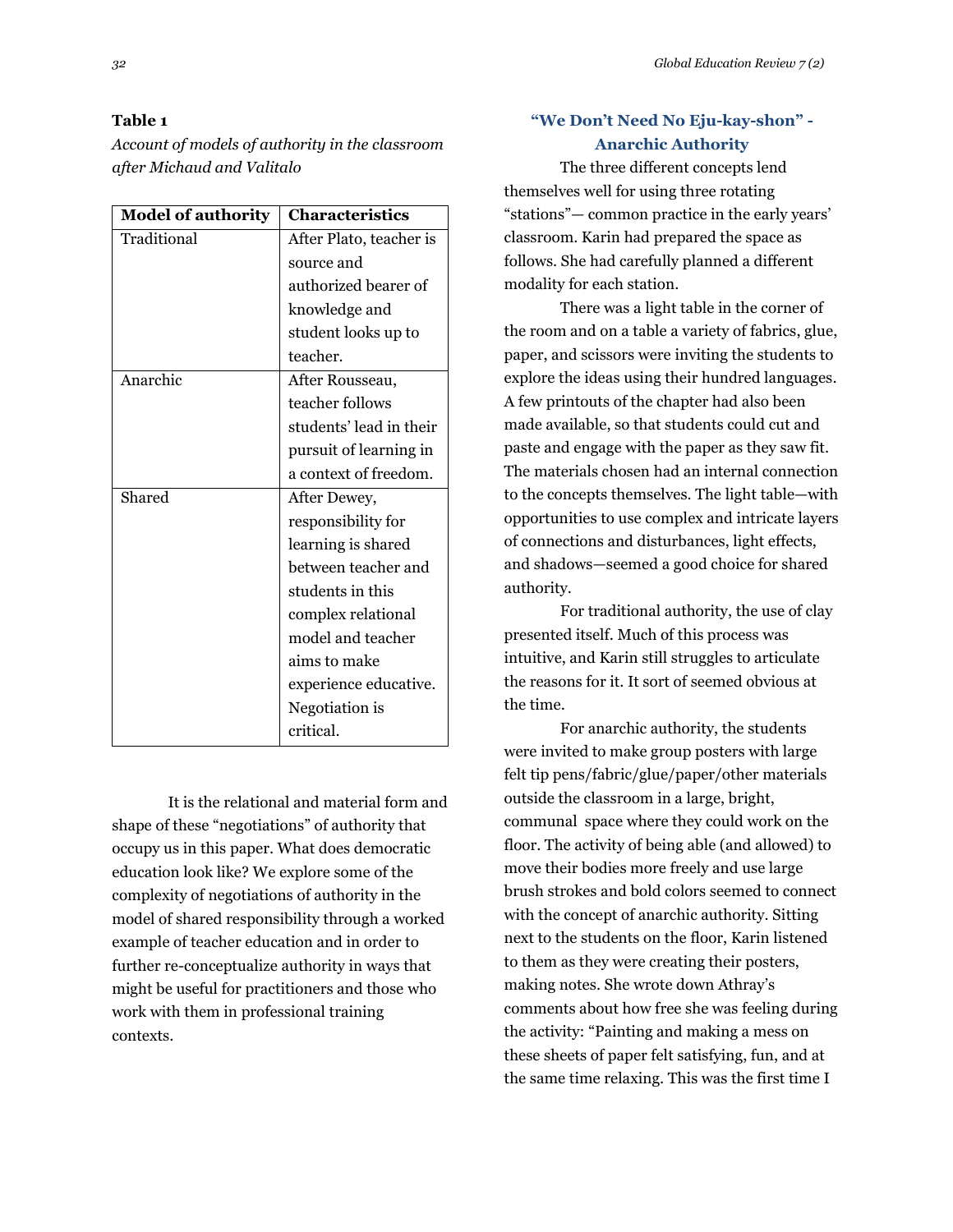**Table 1**

*Account of models of authority in the classroom after Michaud and Valitalo*

| Model of authority | Characteristics |
| --- | --- |
| Traditional | After Plato, teacher is source and authorized bearer of knowledge and student looks up to teacher. |
| Anarchic | After Rousseau, teacher follows students' lead in their pursuit of learning in a context of freedom. |
| Shared | After Dewey, responsibility for learning is shared between teacher and students in this complex relational model and teacher aims to make experience educative. Negotiation is critical. |

It is the relational and material form and shape of these "negotiations" of authority that occupy us in this paper. What does democratic education look like? We explore some of the complexity of negotiations of authority in the model of shared responsibility through a worked example of teacher education and in order to further re-conceptualize authority in ways that might be useful for practitioners and those who work with them in professional training contexts.

## "We Don't Need No Eju-kay-shon" - Anarchic Authority

The three different concepts lend themselves well for using three rotating "stations"— common practice in the early years' classroom. Karin had prepared the space as follows. She had carefully planned a different modality for each station.

There was a light table in the corner of the room and on a table a variety of fabrics, glue, paper, and scissors were inviting the students to explore the ideas using their hundred languages. A few printouts of the chapter had also been made available, so that students could cut and paste and engage with the paper as they saw fit. The materials chosen had an internal connection to the concepts themselves. The light table—with opportunities to use complex and intricate layers of connections and disturbances, light effects, and shadows—seemed a good choice for shared authority.

For traditional authority, the use of clay presented itself. Much of this process was intuitive, and Karin still struggles to articulate the reasons for it. It sort of seemed obvious at the time.

For anarchic authority, the students were invited to make group posters with large felt tip pens/fabric/glue/paper/other materials outside the classroom in a large, bright, communal space where they could work on the floor. The activity of being able (and allowed) to move their bodies more freely and use large brush strokes and bold colors seemed to connect with the concept of anarchic authority. Sitting next to the students on the floor, Karin listened to them as they were creating their posters, making notes. She wrote down Athray's comments about how free she was feeling during the activity: "Painting and making a mess on these sheets of paper felt satisfying, fun, and at the same time relaxing. This was the first time I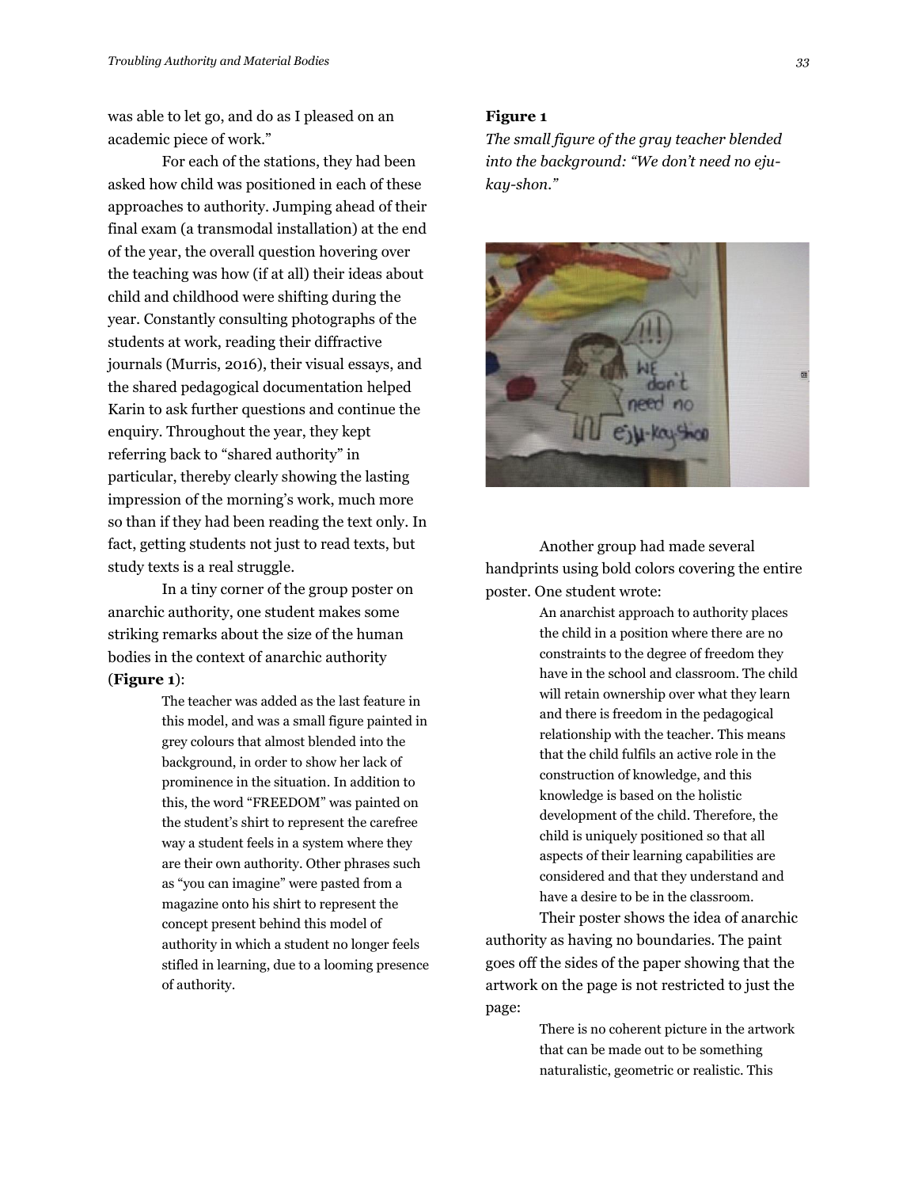was able to let go, and do as I pleased on an academic piece of work."

For each of the stations, they had been asked how child was positioned in each of these approaches to authority. Jumping ahead of their final exam (a transmodal installation) at the end of the year, the overall question hovering over the teaching was how (if at all) their ideas about child and childhood were shifting during the year. Constantly consulting photographs of the students at work, reading their diffractive journals (Murris, 2016), their visual essays, and the shared pedagogical documentation helped Karin to ask further questions and continue the enquiry. Throughout the year, they kept referring back to "shared authority" in particular, thereby clearly showing the lasting impression of the morning's work, much more so than if they had been reading the text only. In fact, getting students not just to read texts, but study texts is a real struggle.

In a tiny corner of the group poster on anarchic authority, one student makes some striking remarks about the size of the human bodies in the context of anarchic authority (**Figure 1**):

> The teacher was added as the last feature in this model, and was a small figure painted in grey colours that almost blended into the background, in order to show her lack of prominence in the situation. In addition to this, the word "FREEDOM" was painted on the student's shirt to represent the carefree way a student feels in a system where they are their own authority. Other phrases such as "you can imagine" were pasted from a magazine onto his shirt to represent the concept present behind this model of authority in which a student no longer feels stifled in learning, due to a looming presence of authority.

**Figure 1**

*The small figure of the gray teacher blended into the background: "We don't need no eju-kay-shon."*

Another group had made several handprints using bold colors covering the entire poster. One student wrote:

> An anarchist approach to authority places the child in a position where there are no constraints to the degree of freedom they have in the school and classroom. The child will retain ownership over what they learn and there is freedom in the pedagogical relationship with the teacher. This means that the child fulfils an active role in the construction of knowledge, and this knowledge is based on the holistic development of the child. Therefore, the child is uniquely positioned so that all aspects of their learning capabilities are considered and that they understand and have a desire to be in the classroom.

Their poster shows the idea of anarchic authority as having no boundaries. The paint goes off the sides of the paper showing that the artwork on the page is not restricted to just the page:

> There is no coherent picture in the artwork that can be made out to be something naturalistic, geometric or realistic. This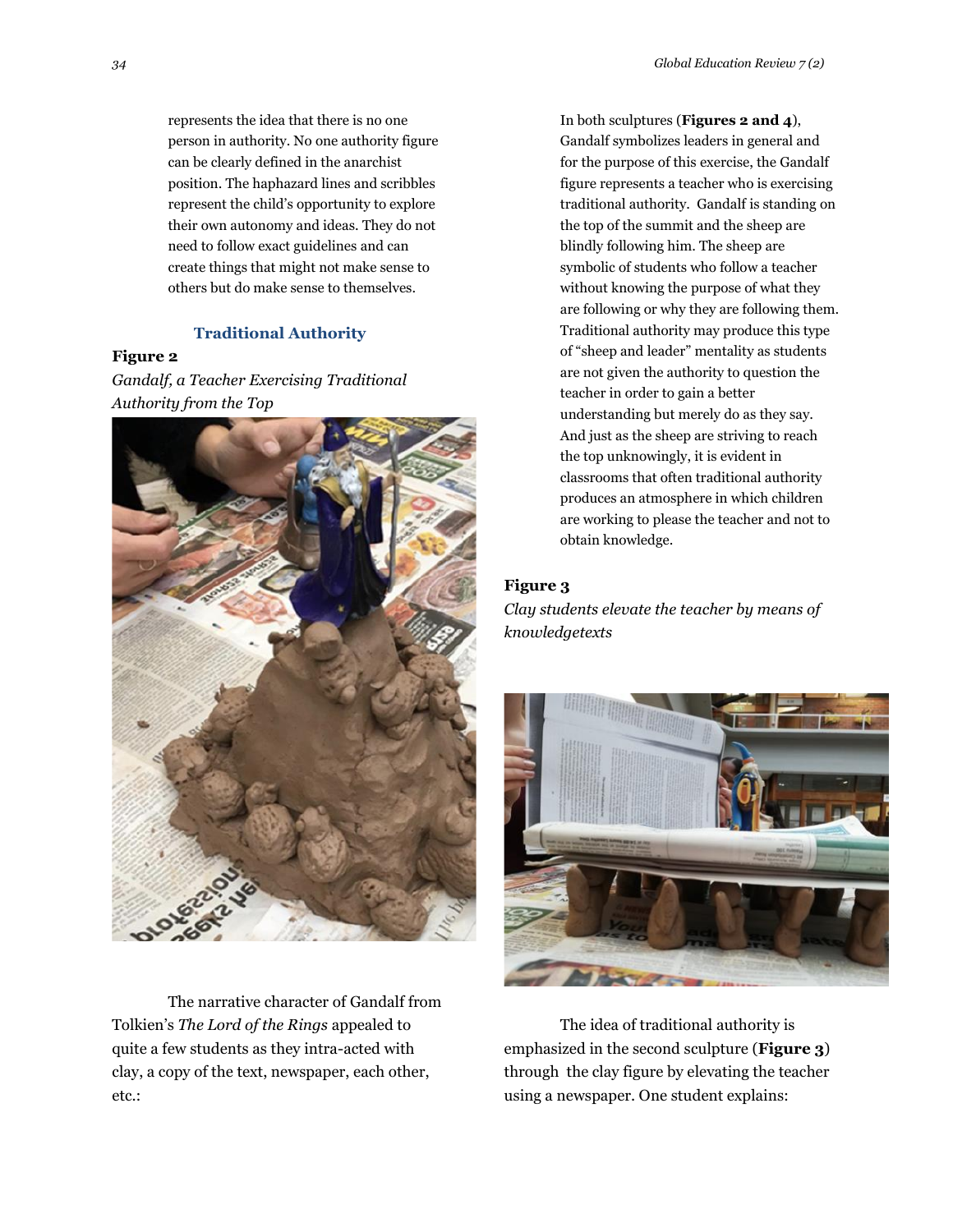represents the idea that there is no one person in authority. No one authority figure can be clearly defined in the anarchist position. The haphazard lines and scribbles represent the child's opportunity to explore their own autonomy and ideas. They do not need to follow exact guidelines and can create things that might not make sense to others but do make sense to themselves.

### Traditional Authority

**Figure 2**

*Gandalf, a Teacher Exercising Traditional Authority from the Top*

The narrative character of Gandalf from Tolkien's *The Lord of the Rings* appealed to quite a few students as they intra-acted with clay, a copy of the text, newspaper, each other, etc.:

In both sculptures (**Figures 2 and 4**), Gandalf symbolizes leaders in general and for the purpose of this exercise, the Gandalf figure represents a teacher who is exercising traditional authority. Gandalf is standing on the top of the summit and the sheep are blindly following him. The sheep are symbolic of students who follow a teacher without knowing the purpose of what they are following or why they are following them. Traditional authority may produce this type of "sheep and leader" mentality as students are not given the authority to question the teacher in order to gain a better understanding but merely do as they say. And just as the sheep are striving to reach the top unknowingly, it is evident in classrooms that often traditional authority produces an atmosphere in which children are working to please the teacher and not to obtain knowledge.

**Figure 3**

*Clay students elevate the teacher by means of knowledgetexts*

The idea of traditional authority is emphasized in the second sculpture (**Figure 3**) through the clay figure by elevating the teacher using a newspaper. One student explains: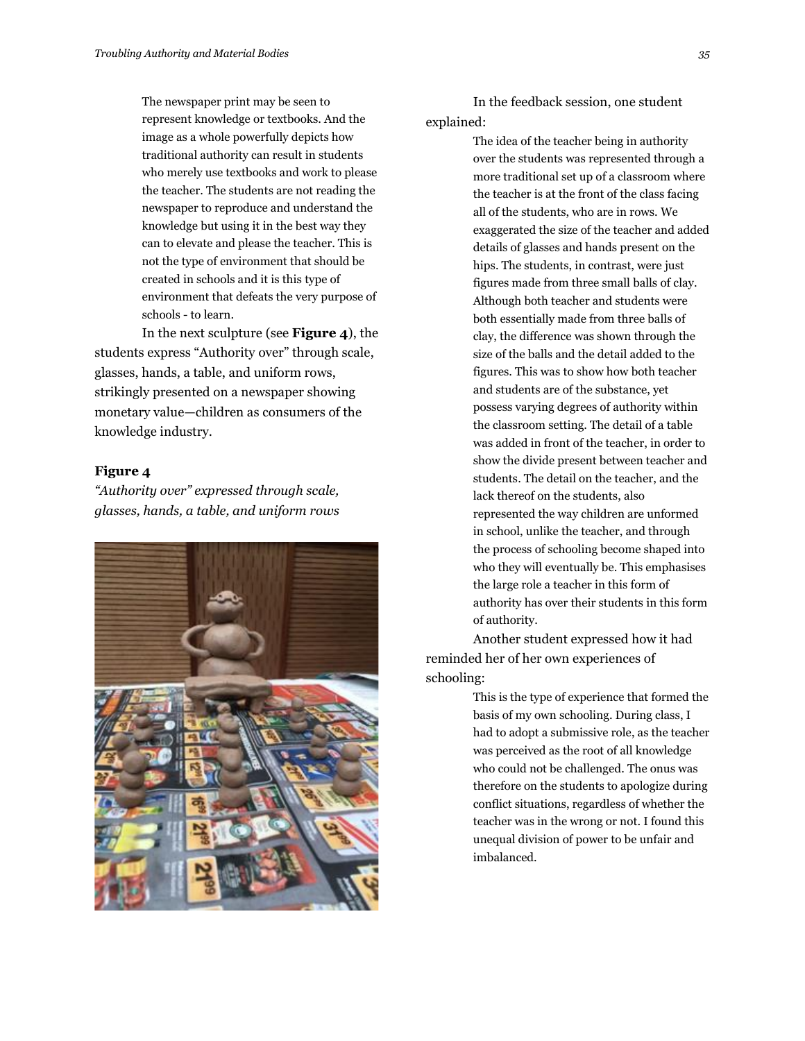> The newspaper print may be seen to represent knowledge or textbooks. And the image as a whole powerfully depicts how traditional authority can result in students who merely use textbooks and work to please the teacher. The students are not reading the newspaper to reproduce and understand the knowledge but using it in the best way they can to elevate and please the teacher. This is not the type of environment that should be created in schools and it is this type of environment that defeats the very purpose of schools - to learn.

In the next sculpture (see **Figure 4**), the students express "Authority over" through scale, glasses, hands, a table, and uniform rows, strikingly presented on a newspaper showing monetary value—children as consumers of the knowledge industry.

**Figure 4**

*"Authority over" expressed through scale, glasses, hands, a table, and uniform rows*

In the feedback session, one student explained:

> The idea of the teacher being in authority over the students was represented through a more traditional set up of a classroom where the teacher is at the front of the class facing all of the students, who are in rows. We exaggerated the size of the teacher and added details of glasses and hands present on the hips. The students, in contrast, were just figures made from three small balls of clay. Although both teacher and students were both essentially made from three balls of clay, the difference was shown through the size of the balls and the detail added to the figures. This was to show how both teacher and students are of the substance, yet possess varying degrees of authority within the classroom setting. The detail of a table was added in front of the teacher, in order to show the divide present between teacher and students. The detail on the teacher, and the lack thereof on the students, also represented the way children are unformed in school, unlike the teacher, and through the process of schooling become shaped into who they will eventually be. This emphasises the large role a teacher in this form of authority has over their students in this form of authority.

Another student expressed how it had reminded her of her own experiences of schooling:

> This is the type of experience that formed the basis of my own schooling. During class, I had to adopt a submissive role, as the teacher was perceived as the root of all knowledge who could not be challenged. The onus was therefore on the students to apologize during conflict situations, regardless of whether the teacher was in the wrong or not. I found this unequal division of power to be unfair and imbalanced.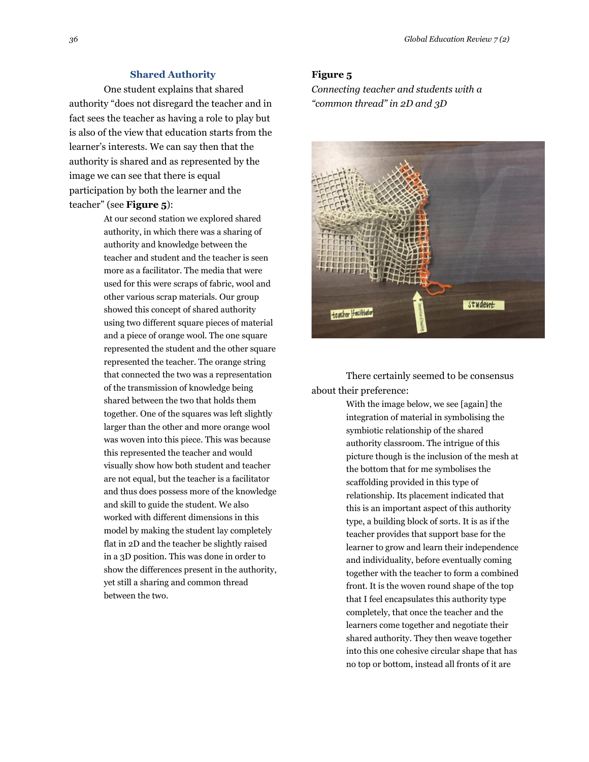### Shared Authority

One student explains that shared authority "does not disregard the teacher and in fact sees the teacher as having a role to play but is also of the view that education starts from the learner's interests. We can say then that the authority is shared and as represented by the image we can see that there is equal participation by both the learner and the teacher" (see **Figure 5**):

> At our second station we explored shared authority, in which there was a sharing of authority and knowledge between the teacher and student and the teacher is seen more as a facilitator. The media that were used for this were scraps of fabric, wool and other various scrap materials. Our group showed this concept of shared authority using two different square pieces of material and a piece of orange wool. The one square represented the student and the other square represented the teacher. The orange string that connected the two was a representation of the transmission of knowledge being shared between the two that holds them together. One of the squares was left slightly larger than the other and more orange wool was woven into this piece. This was because this represented the teacher and would visually show how both student and teacher are not equal, but the teacher is a facilitator and thus does possess more of the knowledge and skill to guide the student. We also worked with different dimensions in this model by making the student lay completely flat in 2D and the teacher be slightly raised in a 3D position. This was done in order to show the differences present in the authority, yet still a sharing and common thread between the two.

**Figure 5**

*Connecting teacher and students with a "common thread" in 2D and 3D*

There certainly seemed to be consensus about their preference:

> With the image below, we see [again] the integration of material in symbolising the symbiotic relationship of the shared authority classroom. The intrigue of this picture though is the inclusion of the mesh at the bottom that for me symbolises the scaffolding provided in this type of relationship. Its placement indicated that this is an important aspect of this authority type, a building block of sorts. It is as if the teacher provides that support base for the learner to grow and learn their independence and individuality, before eventually coming together with the teacher to form a combined front. It is the woven round shape of the top that I feel encapsulates this authority type completely, that once the teacher and the learners come together and negotiate their shared authority. They then weave together into this one cohesive circular shape that has no top or bottom, instead all fronts of it are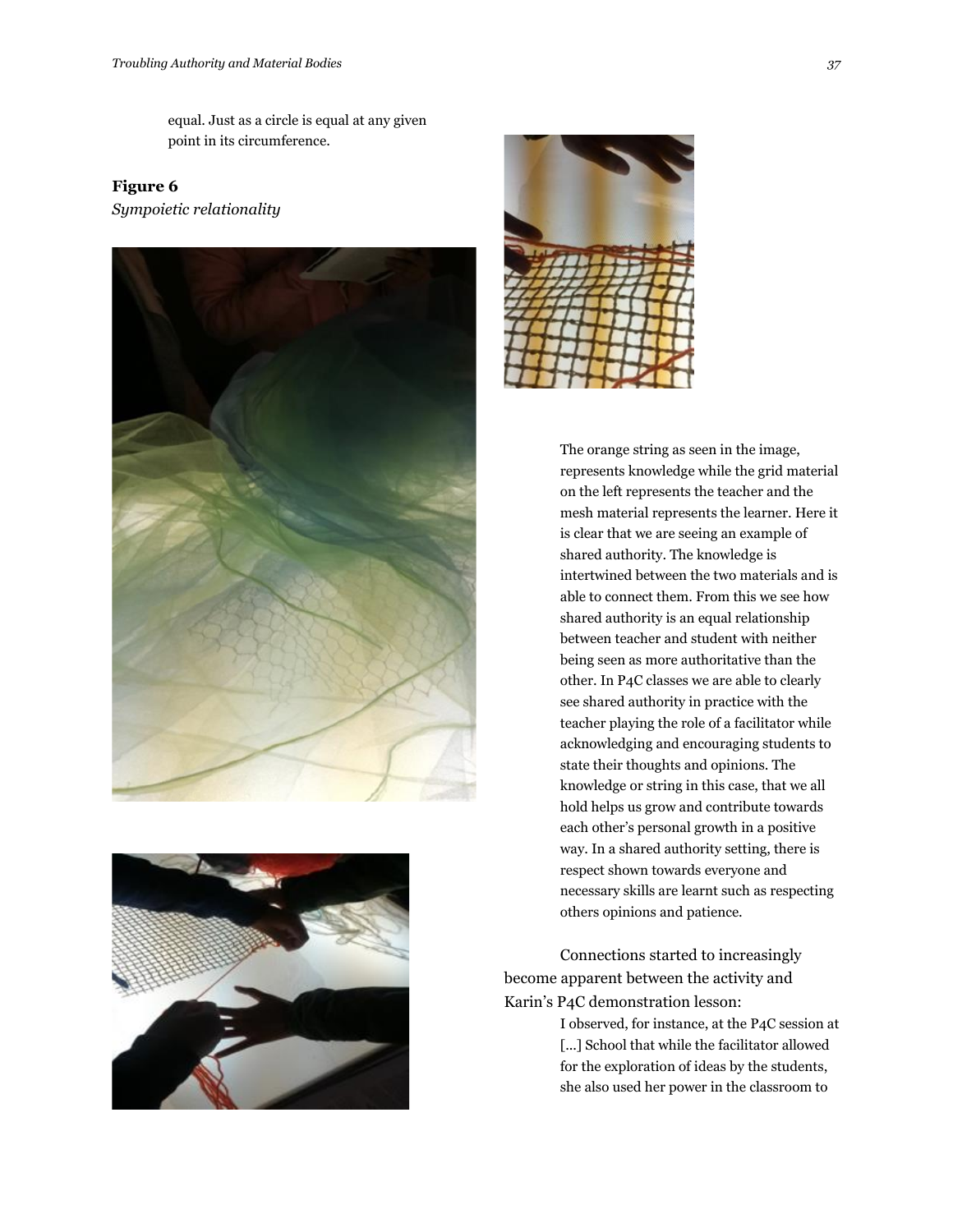equal. Just as a circle is equal at any given point in its circumference.

**Figure 6**

*Sympoietic relationality*

The orange string as seen in the image, represents knowledge while the grid material on the left represents the teacher and the mesh material represents the learner. Here it is clear that we are seeing an example of shared authority. The knowledge is intertwined between the two materials and is able to connect them. From this we see how shared authority is an equal relationship between teacher and student with neither being seen as more authoritative than the other. In P4C classes we are able to clearly see shared authority in practice with the teacher playing the role of a facilitator while acknowledging and encouraging students to state their thoughts and opinions. The knowledge or string in this case, that we all hold helps us grow and contribute towards each other's personal growth in a positive way. In a shared authority setting, there is respect shown towards everyone and necessary skills are learnt such as respecting others opinions and patience.

Connections started to increasingly become apparent between the activity and Karin's P4C demonstration lesson:

> I observed, for instance, at the P4C session at [...] School that while the facilitator allowed for the exploration of ideas by the students, she also used her power in the classroom to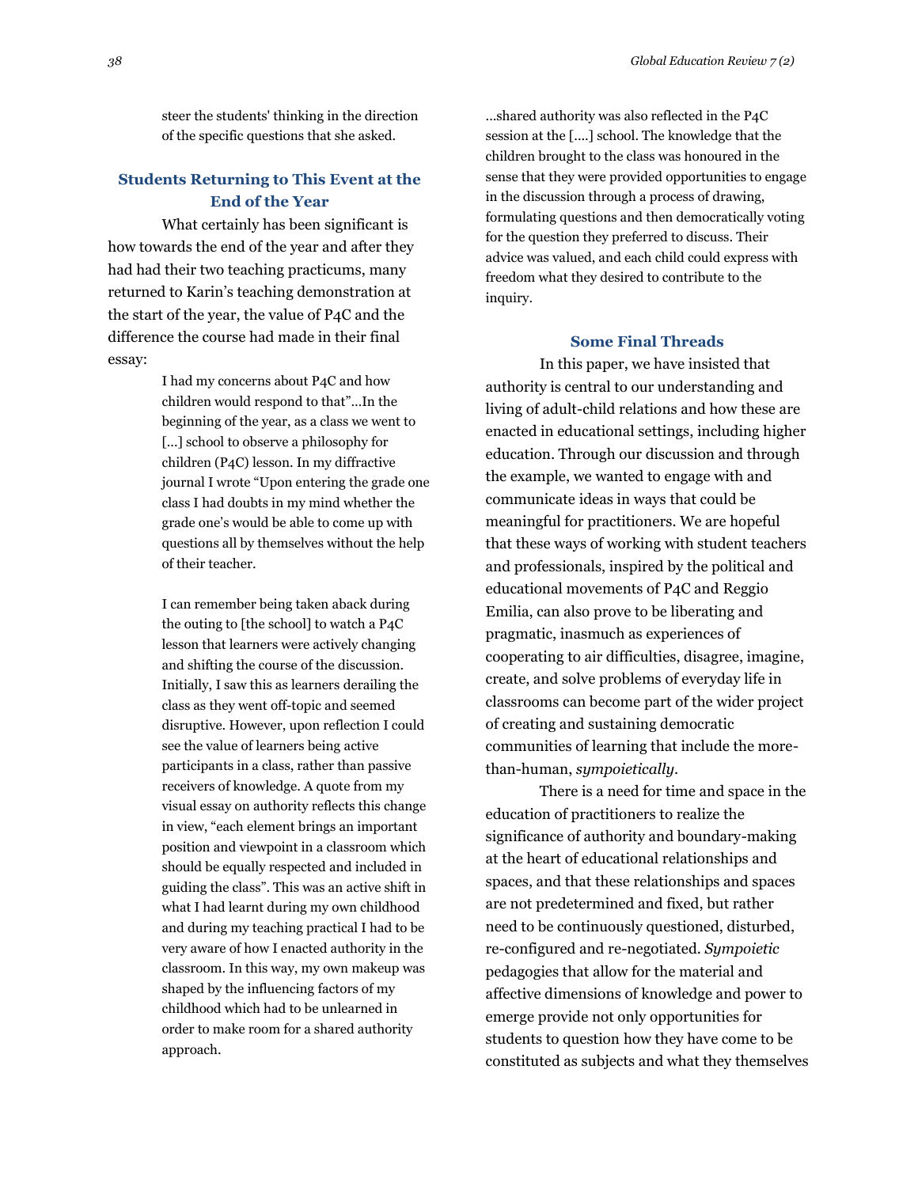steer the students' thinking in the direction of the specific questions that she asked.

### Students Returning to This Event at the End of the Year

What certainly has been significant is how towards the end of the year and after they had had their two teaching practicums, many returned to Karin's teaching demonstration at the start of the year, the value of P4C and the difference the course had made in their final essay:

> I had my concerns about P4C and how children would respond to that"…In the beginning of the year, as a class we went to […] school to observe a philosophy for children (P4C) lesson. In my diffractive journal I wrote "Upon entering the grade one class I had doubts in my mind whether the grade one's would be able to come up with questions all by themselves without the help of their teacher.
>
> I can remember being taken aback during the outing to [the school] to watch a P4C lesson that learners were actively changing and shifting the course of the discussion. Initially, I saw this as learners derailing the class as they went off-topic and seemed disruptive. However, upon reflection I could see the value of learners being active participants in a class, rather than passive receivers of knowledge. A quote from my visual essay on authority reflects this change in view, "each element brings an important position and viewpoint in a classroom which should be equally respected and included in guiding the class". This was an active shift in what I had learnt during my own childhood and during my teaching practical I had to be very aware of how I enacted authority in the classroom. In this way, my own makeup was shaped by the influencing factors of my childhood which had to be unlearned in order to make room for a shared authority approach.
>
> …shared authority was also reflected in the P4C session at the [….] school. The knowledge that the children brought to the class was honoured in the sense that they were provided opportunities to engage in the discussion through a process of drawing, formulating questions and then democratically voting for the question they preferred to discuss. Their advice was valued, and each child could express with freedom what they desired to contribute to the inquiry.

### Some Final Threads

In this paper, we have insisted that authority is central to our understanding and living of adult-child relations and how these are enacted in educational settings, including higher education. Through our discussion and through the example, we wanted to engage with and communicate ideas in ways that could be meaningful for practitioners. We are hopeful that these ways of working with student teachers and professionals, inspired by the political and educational movements of P4C and Reggio Emilia, can also prove to be liberating and pragmatic, inasmuch as experiences of cooperating to air difficulties, disagree, imagine, create, and solve problems of everyday life in classrooms can become part of the wider project of creating and sustaining democratic communities of learning that include the more-than-human, *sympoietically*.

There is a need for time and space in the education of practitioners to realize the significance of authority and boundary-making at the heart of educational relationships and spaces, and that these relationships and spaces are not predetermined and fixed, but rather need to be continuously questioned, disturbed, re-configured and re-negotiated. *Sympoietic* pedagogies that allow for the material and affective dimensions of knowledge and power to emerge provide not only opportunities for students to question how they have come to be constituted as subjects and what they themselves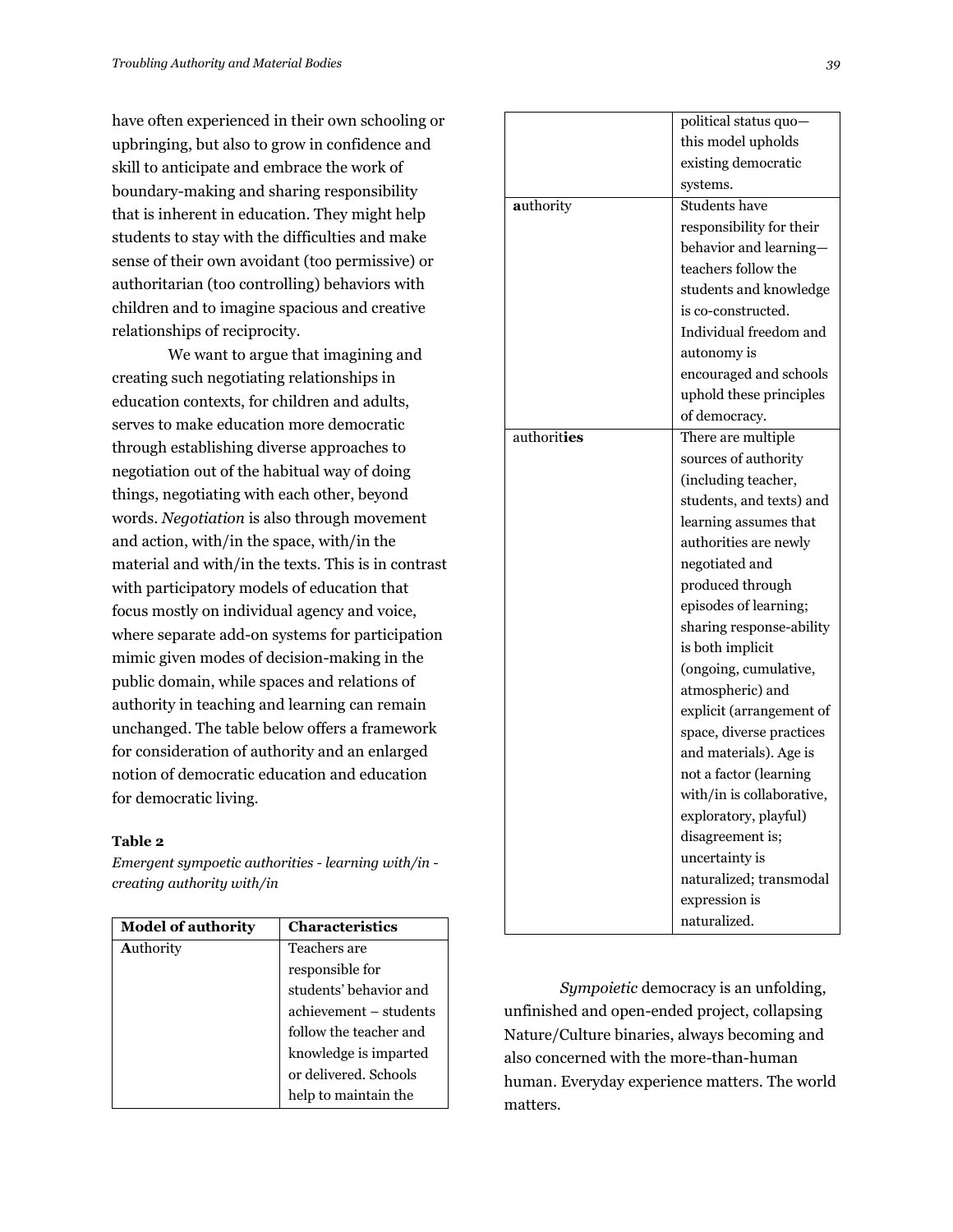have often experienced in their own schooling or upbringing, but also to grow in confidence and skill to anticipate and embrace the work of boundary-making and sharing responsibility that is inherent in education. They might help students to stay with the difficulties and make sense of their own avoidant (too permissive) or authoritarian (too controlling) behaviors with children and to imagine spacious and creative relationships of reciprocity.

We want to argue that imagining and creating such negotiating relationships in education contexts, for children and adults, serves to make education more democratic through establishing diverse approaches to negotiation out of the habitual way of doing things, negotiating with each other, beyond words. *Negotiation* is also through movement and action, with/in the space, with/in the material and with/in the texts. This is in contrast with participatory models of education that focus mostly on individual agency and voice, where separate add-on systems for participation mimic given modes of decision-making in the public domain, while spaces and relations of authority in teaching and learning can remain unchanged. The table below offers a framework for consideration of authority and an enlarged notion of democratic education and education for democratic living.

**Table 2**

*Emergent sympoetic authorities - learning with/in - creating authority with/in*

| Model of authority | Characteristics |
|---|---|
| **A**uthority | Teachers are responsible for students' behavior and achievement – students follow the teacher and knowledge is imparted or delivered. Schools help to maintain the political status quo—this model upholds existing democratic systems. |
| **a**uthority | Students have responsibility for their behavior and learning—teachers follow the students and knowledge is co-constructed. Individual freedom and autonomy is encouraged and schools uphold these principles of democracy. |
| authorit**ies** | There are multiple sources of authority (including teacher, students, and texts) and learning assumes that authorities are newly negotiated and produced through episodes of learning; sharing response-ability is both implicit (ongoing, cumulative, atmospheric) and explicit (arrangement of space, diverse practices and materials). Age is not a factor (learning with/in is collaborative, exploratory, playful) disagreement is; uncertainty is naturalized; transmodal expression is naturalized. |

*Sympoietic* democracy is an unfolding, unfinished and open-ended project, collapsing Nature/Culture binaries, always becoming and also concerned with the more-than-human human. Everyday experience matters. The world matters.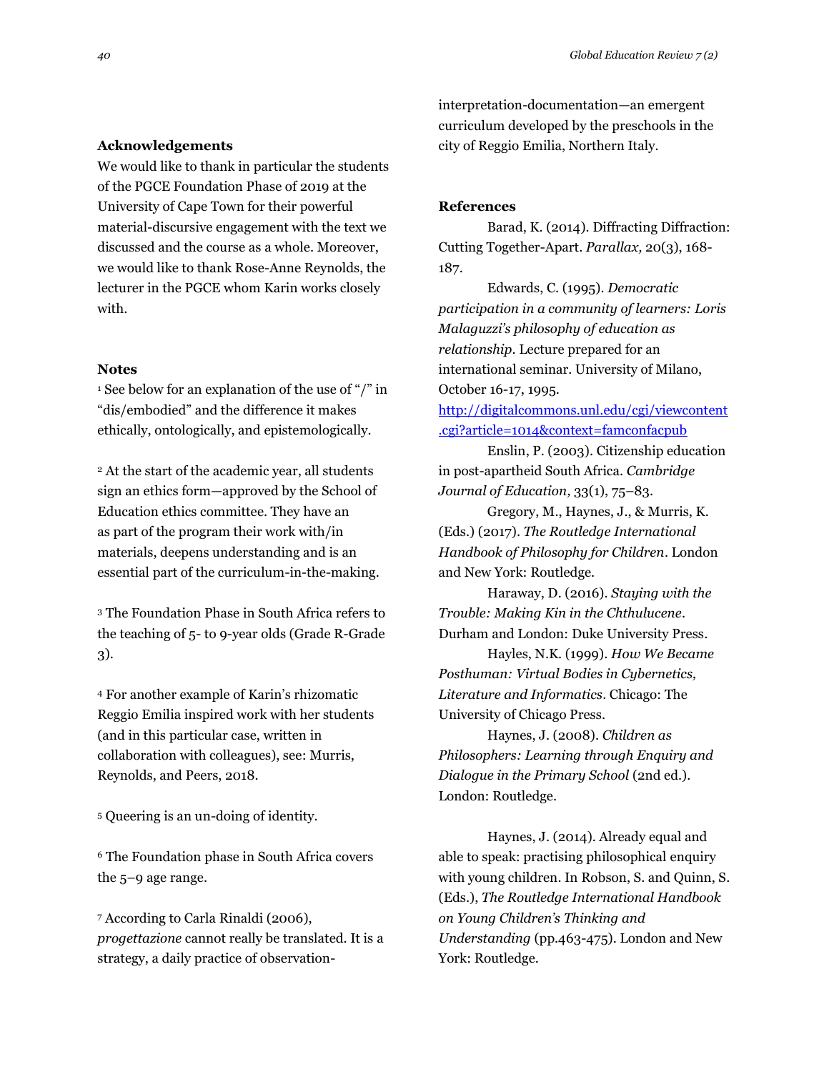## Acknowledgements

We would like to thank in particular the students of the PGCE Foundation Phase of 2019 at the University of Cape Town for their powerful material-discursive engagement with the text we discussed and the course as a whole. Moreover, we would like to thank Rose-Anne Reynolds, the lecturer in the PGCE whom Karin works closely with.

## Notes

[1] See below for an explanation of the use of "/" in "dis/embodied" and the difference it makes ethically, ontologically, and epistemologically.

[2] At the start of the academic year, all students sign an ethics form—approved by the School of Education ethics committee. They have an as part of the program their work with/in materials, deepens understanding and is an essential part of the curriculum-in-the-making.

[3] The Foundation Phase in South Africa refers to the teaching of 5- to 9-year olds (Grade R-Grade 3).

[4] For another example of Karin's rhizomatic Reggio Emilia inspired work with her students (and in this particular case, written in collaboration with colleagues), see: Murris, Reynolds, and Peers, 2018.

[5] Queering is an un-doing of identity.

[6] The Foundation phase in South Africa covers the 5–9 age range.

[7] According to Carla Rinaldi (2006), *progettazione* cannot really be translated. It is a strategy, a daily practice of observation-interpretation-documentation—an emergent curriculum developed by the preschools in the city of Reggio Emilia, Northern Italy.

## References

Barad, K. (2014). Diffracting Diffraction: Cutting Together-Apart. *Parallax,* 20(3), 168-187.

Edwards, C. (1995). *Democratic participation in a community of learners: Loris Malaguzzi's philosophy of education as relationship*. Lecture prepared for an international seminar. University of Milano, October 16-17, 1995. http://digitalcommons.unl.edu/cgi/viewcontent.cgi?article=1014&context=famconfacpub

Enslin, P. (2003). Citizenship education in post-apartheid South Africa. *Cambridge Journal of Education,* 33(1), 75–83.

Gregory, M., Haynes, J., & Murris, K. (Eds.) (2017). *The Routledge International Handbook of Philosophy for Children*. London and New York: Routledge.

Haraway, D. (2016). *Staying with the Trouble: Making Kin in the Chthulucene*. Durham and London: Duke University Press.

Hayles, N.K. (1999). *How We Became Posthuman: Virtual Bodies in Cybernetics, Literature and Informatics*. Chicago: The University of Chicago Press.

Haynes, J. (2008). *Children as Philosophers: Learning through Enquiry and Dialogue in the Primary School* (2nd ed.). London: Routledge.

Haynes, J. (2014). Already equal and able to speak: practising philosophical enquiry with young children. In Robson, S. and Quinn, S. (Eds.), *The Routledge International Handbook on Young Children's Thinking and Understanding* (pp.463-475). London and New York: Routledge.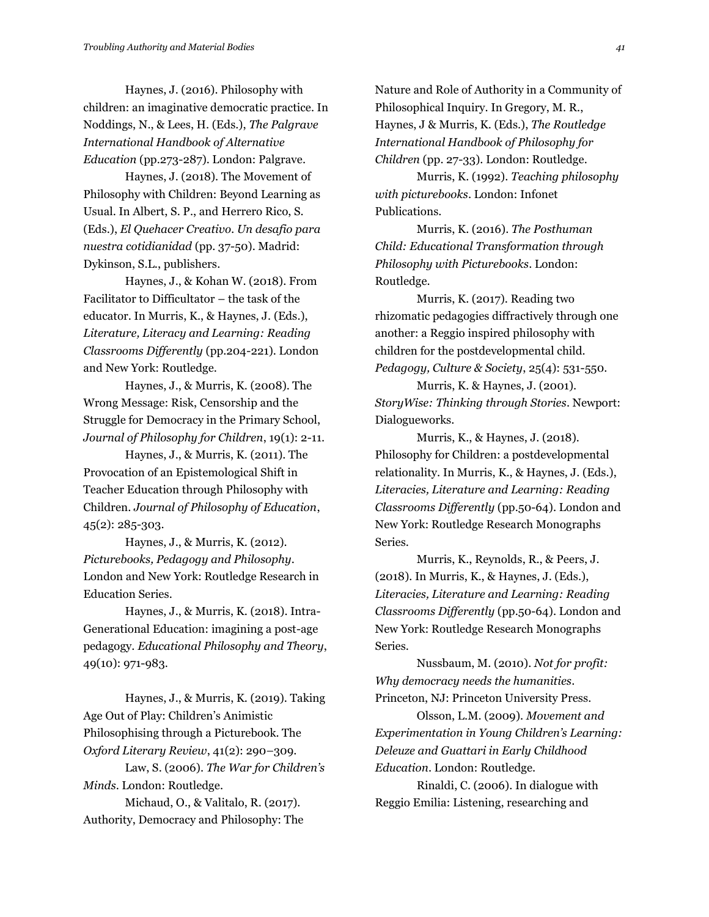Haynes, J. (2016). Philosophy with children: an imaginative democratic practice. In Noddings, N., & Lees, H. (Eds.), *The Palgrave International Handbook of Alternative Education* (pp.273-287). London: Palgrave.

Haynes, J. (2018). The Movement of Philosophy with Children: Beyond Learning as Usual. In Albert, S. P., and Herrero Rico, S. (Eds.), *El Quehacer Creativo. Un desafio para nuestra cotidianidad* (pp. 37-50). Madrid: Dykinson, S.L., publishers.

Haynes, J., & Kohan W. (2018). From Facilitator to Difficultator – the task of the educator. In Murris, K., & Haynes, J. (Eds.), *Literature, Literacy and Learning: Reading Classrooms Differently* (pp.204-221). London and New York: Routledge.

Haynes, J., & Murris, K. (2008). The Wrong Message: Risk, Censorship and the Struggle for Democracy in the Primary School, *Journal of Philosophy for Children*, 19(1): 2-11.

Haynes, J., & Murris, K. (2011). The Provocation of an Epistemological Shift in Teacher Education through Philosophy with Children. *Journal of Philosophy of Education*, 45(2): 285-303.

Haynes, J., & Murris, K. (2012). *Picturebooks, Pedagogy and Philosophy*. London and New York: Routledge Research in Education Series.

Haynes, J., & Murris, K. (2018). Intra-Generational Education: imagining a post-age pedagogy. *Educational Philosophy and Theory*, 49(10): 971-983.

Haynes, J., & Murris, K. (2019). Taking Age Out of Play: Children's Animistic Philosophising through a Picturebook. The *Oxford Literary Review*, 41(2): 290–309.

Law, S. (2006). *The War for Children's Minds*. London: Routledge.

Michaud, O., & Valitalo, R. (2017). Authority, Democracy and Philosophy: The Nature and Role of Authority in a Community of Philosophical Inquiry. In Gregory, M. R., Haynes, J & Murris, K. (Eds.), *The Routledge International Handbook of Philosophy for Children* (pp. 27-33). London: Routledge.

Murris, K. (1992). *Teaching philosophy with picturebooks*. London: Infonet Publications.

Murris, K. (2016). *The Posthuman Child: Educational Transformation through Philosophy with Picturebooks*. London: Routledge.

Murris, K. (2017). Reading two rhizomatic pedagogies diffractively through one another: a Reggio inspired philosophy with children for the postdevelopmental child. *Pedagogy, Culture & Society*, 25(4): 531-550.

Murris, K. & Haynes, J. (2001). *StoryWise: Thinking through Stories*. Newport: Dialogueworks.

Murris, K., & Haynes, J. (2018). Philosophy for Children: a postdevelopmental relationality. In Murris, K., & Haynes, J. (Eds.), *Literacies, Literature and Learning: Reading Classrooms Differently* (pp.50-64). London and New York: Routledge Research Monographs Series.

Murris, K., Reynolds, R., & Peers, J. (2018). In Murris, K., & Haynes, J. (Eds.), *Literacies, Literature and Learning: Reading Classrooms Differently* (pp.50-64). London and New York: Routledge Research Monographs Series.

Nussbaum, M. (2010). *Not for profit: Why democracy needs the humanities*. Princeton, NJ: Princeton University Press.

Olsson, L.M. (2009). *Movement and Experimentation in Young Children's Learning: Deleuze and Guattari in Early Childhood Education*. London: Routledge.

Rinaldi, C. (2006). In dialogue with Reggio Emilia: Listening, researching and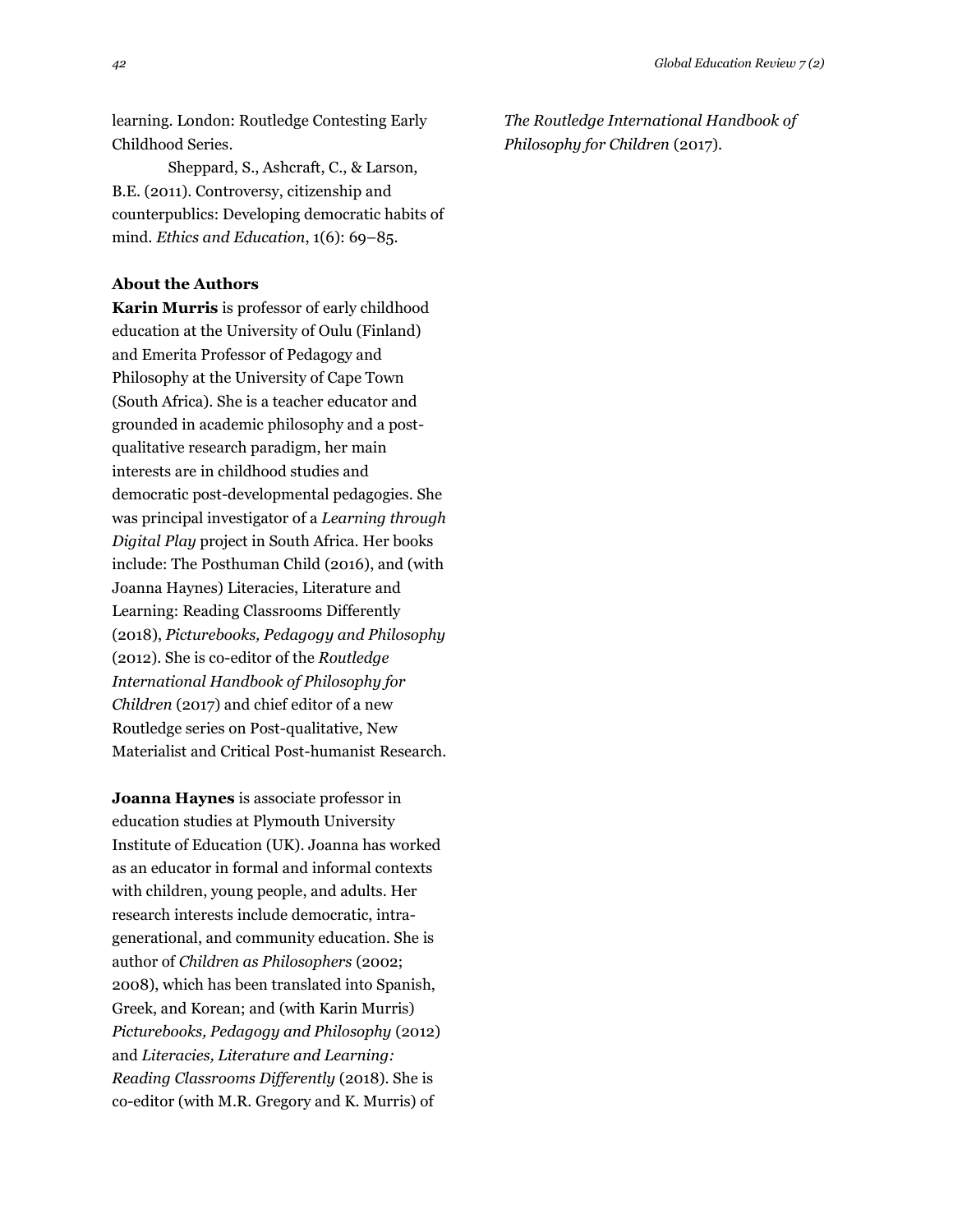learning. London: Routledge Contesting Early Childhood Series.

Sheppard, S., Ashcraft, C., & Larson, B.E. (2011). Controversy, citizenship and counterpublics: Developing democratic habits of mind. *Ethics and Education*, 1(6): 69–85.

**About the Authors**

**Karin Murris** is professor of early childhood education at the University of Oulu (Finland) and Emerita Professor of Pedagogy and Philosophy at the University of Cape Town (South Africa). She is a teacher educator and grounded in academic philosophy and a post-qualitative research paradigm, her main interests are in childhood studies and democratic post-developmental pedagogies. She was principal investigator of a *Learning through Digital Play* project in South Africa. Her books include: The Posthuman Child (2016), and (with Joanna Haynes) Literacies, Literature and Learning: Reading Classrooms Differently (2018), *Picturebooks, Pedagogy and Philosophy* (2012). She is co-editor of the *Routledge International Handbook of Philosophy for Children* (2017) and chief editor of a new Routledge series on Post-qualitative, New Materialist and Critical Post-humanist Research.

**Joanna Haynes** is associate professor in education studies at Plymouth University Institute of Education (UK). Joanna has worked as an educator in formal and informal contexts with children, young people, and adults. Her research interests include democratic, intra-generational, and community education. She is author of *Children as Philosophers* (2002; 2008), which has been translated into Spanish, Greek, and Korean; and (with Karin Murris) *Picturebooks, Pedagogy and Philosophy* (2012) and *Literacies, Literature and Learning: Reading Classrooms Differently* (2018). She is co-editor (with M.R. Gregory and K. Murris) of *The Routledge International Handbook of Philosophy for Children* (2017).